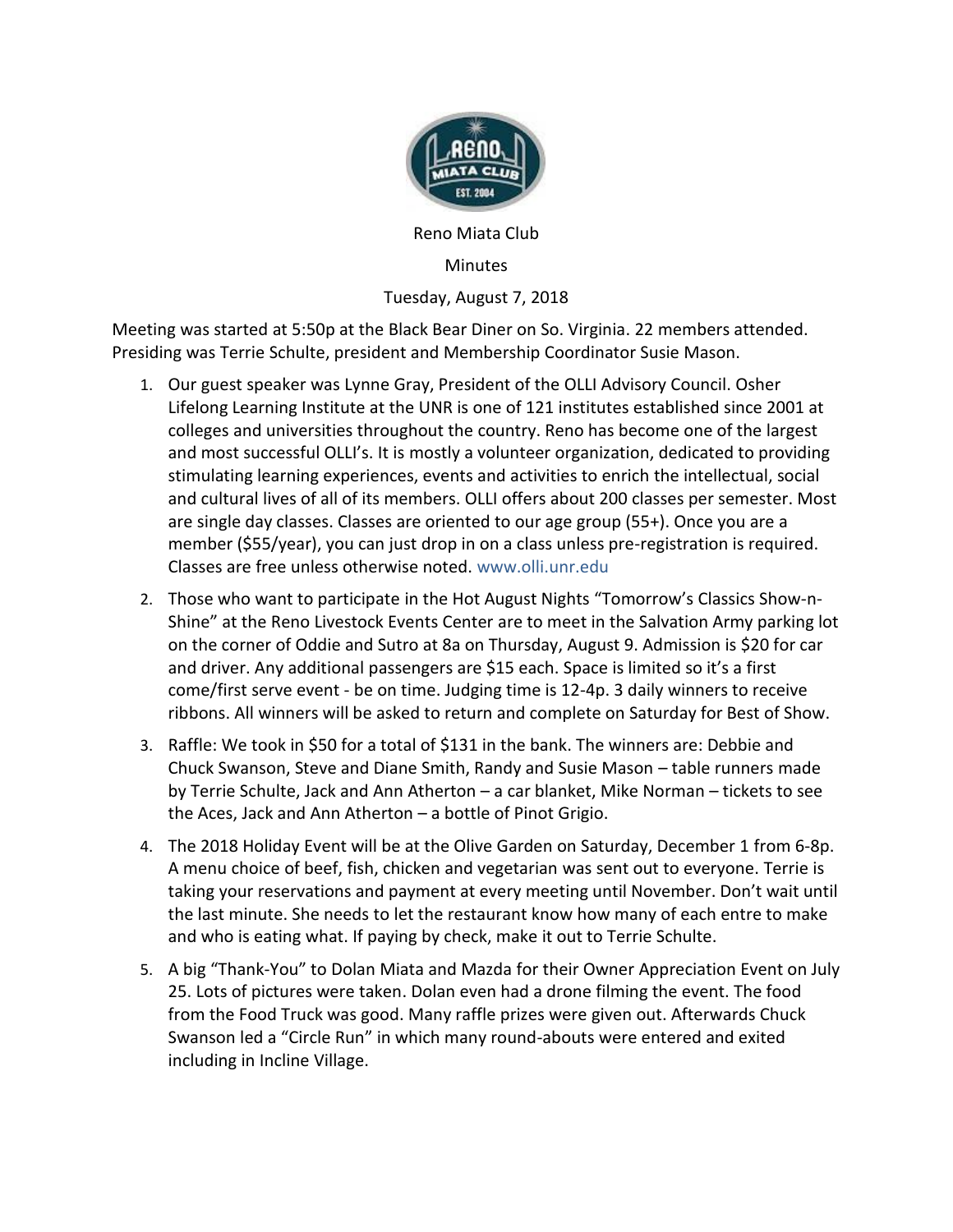Reno Miata Club

Minutes

Tuesday, August 7, 2018

Meeting was started at 5:50p at the Black Bear Diner on So. Virginia. 22 members attended. Presiding was Terrie Schulte, president and Membership Coordinator Susie Mason.

1. Our guest speaker was Lynne Gray, President of the OLLI Advisory Council. Osher Lifelong Learning Institute at the UNR is one of 121 institutes established since 2001 at colleges and universities throughout the country. Reno has become one of the largest and most successful OLLI's. It is mostly a volunteer organization, dedicated to providing stimulating learning experiences, events and activities to enrich the intellectual, social and cultural lives of all of its members. OLLI offers about 200 classes per semester. Most are single day classes. Classes are oriented to our age group (55+). Once you are a member ($55/year), you can just drop in on a class unless pre-registration is required. Classes are free unless otherwise noted. www.olli.unr.edu
2. Those who want to participate in the Hot August Nights "Tomorrow's Classics Show-n-Shine" at the Reno Livestock Events Center are to meet in the Salvation Army parking lot on the corner of Oddie and Sutro at 8a on Thursday, August 9. Admission is $20 for car and driver. Any additional passengers are $15 each. Space is limited so it's a first come/first serve event - be on time. Judging time is 12-4p. 3 daily winners to receive ribbons. All winners will be asked to return and complete on Saturday for Best of Show.
3. Raffle: We took in $50 for a total of $131 in the bank. The winners are: Debbie and Chuck Swanson, Steve and Diane Smith, Randy and Susie Mason – table runners made by Terrie Schulte, Jack and Ann Atherton – a car blanket, Mike Norman – tickets to see the Aces, Jack and Ann Atherton – a bottle of Pinot Grigio.
4. The 2018 Holiday Event will be at the Olive Garden on Saturday, December 1 from 6-8p. A menu choice of beef, fish, chicken and vegetarian was sent out to everyone. Terrie is taking your reservations and payment at every meeting until November. Don't wait until the last minute. She needs to let the restaurant know how many of each entre to make and who is eating what. If paying by check, make it out to Terrie Schulte.
5. A big "Thank-You" to Dolan Miata and Mazda for their Owner Appreciation Event on July 25. Lots of pictures were taken. Dolan even had a drone filming the event. The food from the Food Truck was good. Many raffle prizes were given out. Afterwards Chuck Swanson led a "Circle Run" in which many round-abouts were entered and exited including in Incline Village.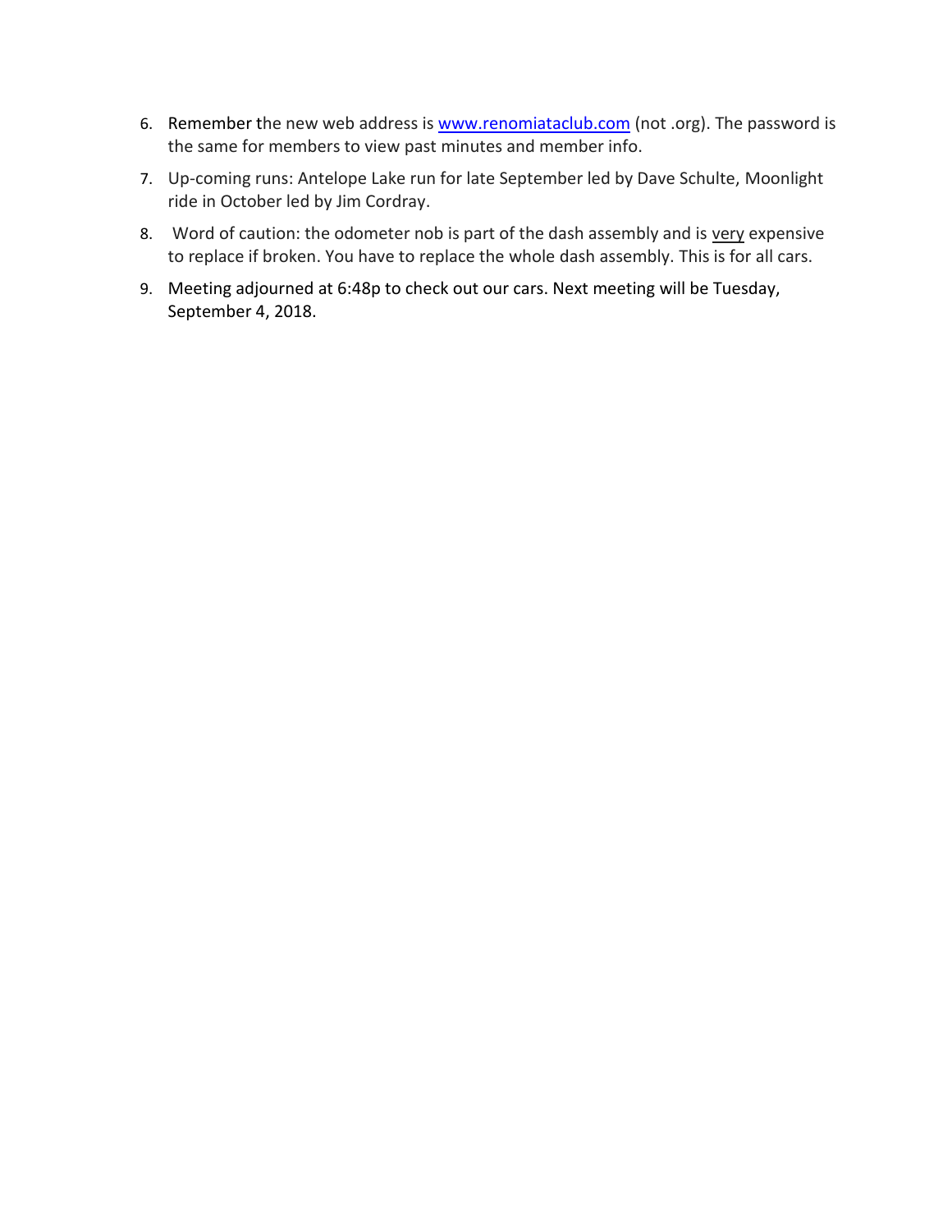6. Remember the new web address is [www.renomiataclub.com](http://www.renomiataclub.com) (not .org). The password is the same for members to view past minutes and member info.
7. Up-coming runs: Antelope Lake run for late September led by Dave Schulte, Moonlight ride in October led by Jim Cordray.
8. Word of caution: the odometer nob is part of the dash assembly and is <u>very</u> expensive to replace if broken. You have to replace the whole dash assembly. This is for all cars.
9. Meeting adjourned at 6:48p to check out our cars. Next meeting will be Tuesday, September 4, 2018.